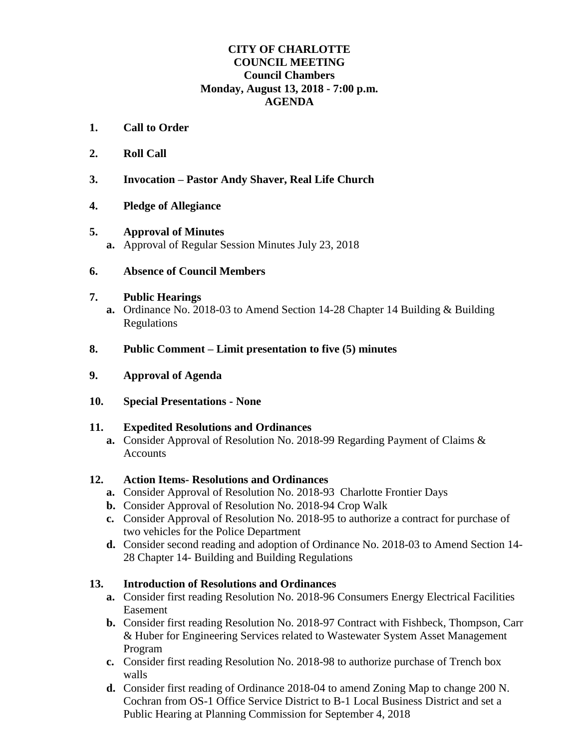# CITY OF CHARLOTTE
## COUNCIL MEETING
### Council Chambers
### Monday, August 13, 2018 - 7:00 p.m.
### AGENDA

1. **Call to Order**

2. **Roll Call**

3. **Invocation – Pastor Andy Shaver, Real Life Church**

4. **Pledge of Allegiance**

5. **Approval of Minutes**
   - **a.** Approval of Regular Session Minutes July 23, 2018

6. **Absence of Council Members**

7. **Public Hearings**
   - **a.** Ordinance No. 2018-03 to Amend Section 14-28 Chapter 14 Building & Building Regulations

8. **Public Comment – Limit presentation to five (5) minutes**

9. **Approval of Agenda**

10. **Special Presentations - None**

11. **Expedited Resolutions and Ordinances**
    - **a.** Consider Approval of Resolution No. 2018-99 Regarding Payment of Claims & Accounts

12. **Action Items- Resolutions and Ordinances**
    - **a.** Consider Approval of Resolution No. 2018-93 Charlotte Frontier Days
    - **b.** Consider Approval of Resolution No. 2018-94 Crop Walk
    - **c.** Consider Approval of Resolution No. 2018-95 to authorize a contract for purchase of two vehicles for the Police Department
    - **d.** Consider second reading and adoption of Ordinance No. 2018-03 to Amend Section 14-28 Chapter 14- Building and Building Regulations

13. **Introduction of Resolutions and Ordinances**
    - **a.** Consider first reading Resolution No. 2018-96 Consumers Energy Electrical Facilities Easement
    - **b.** Consider first reading Resolution No. 2018-97 Contract with Fishbeck, Thompson, Carr & Huber for Engineering Services related to Wastewater System Asset Management Program
    - **c.** Consider first reading Resolution No. 2018-98 to authorize purchase of Trench box walls
    - **d.** Consider first reading of Ordinance 2018-04 to amend Zoning Map to change 200 N. Cochran from OS-1 Office Service District to B-1 Local Business District and set a Public Hearing at Planning Commission for September 4, 2018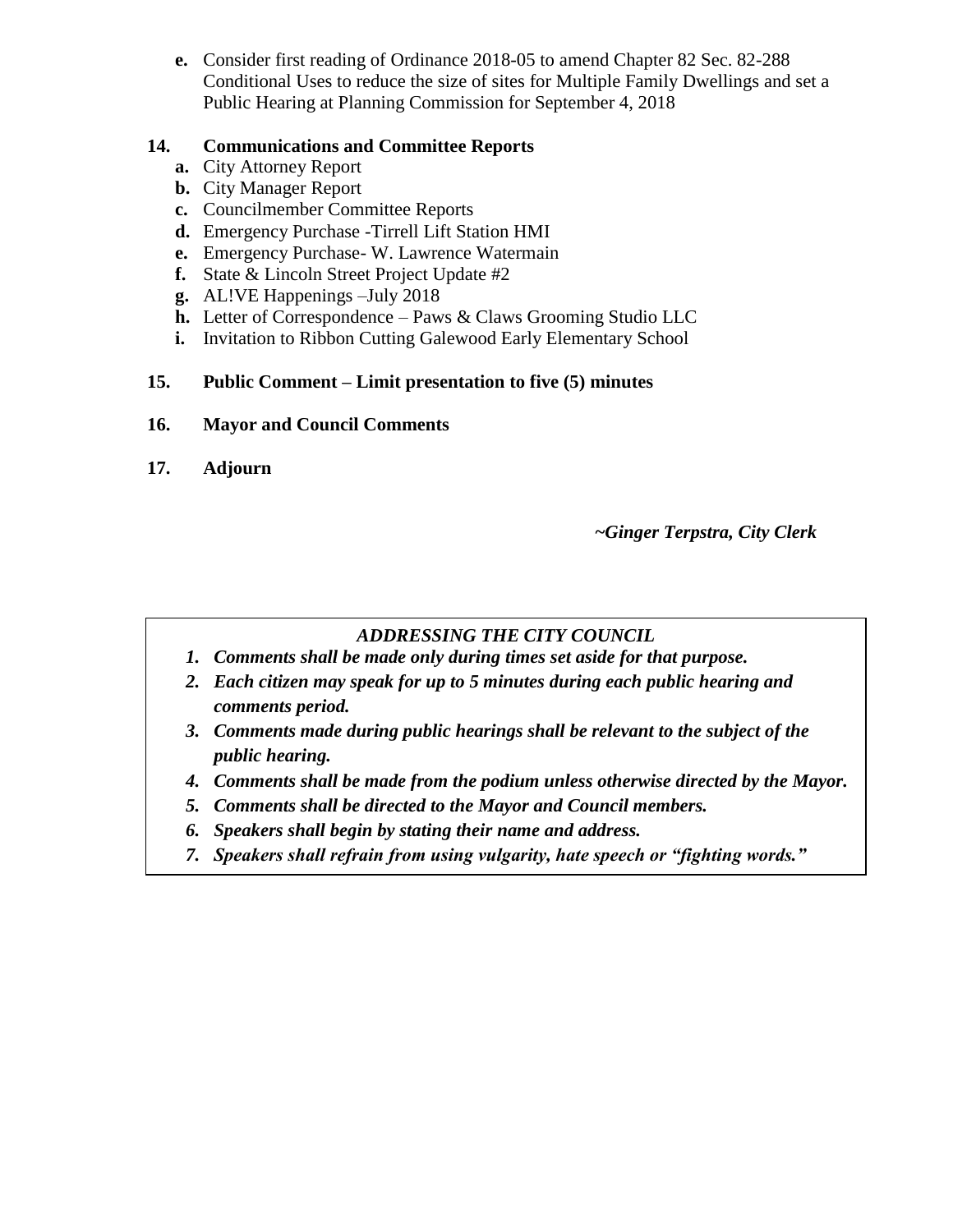**e.** Consider first reading of Ordinance 2018-05 to amend Chapter 82 Sec. 82-288 Conditional Uses to reduce the size of sites for Multiple Family Dwellings and set a Public Hearing at Planning Commission for September 4, 2018

**14. Communications and Committee Reports**

**a.** City Attorney Report
**b.** City Manager Report
**c.** Councilmember Committee Reports
**d.** Emergency Purchase -Tirrell Lift Station HMI
**e.** Emergency Purchase- W. Lawrence Watermain
**f.** State & Lincoln Street Project Update #2
**g.** AL!VE Happenings –July 2018
**h.** Letter of Correspondence – Paws & Claws Grooming Studio LLC
**i.** Invitation to Ribbon Cutting Galewood Early Elementary School

**15. Public Comment – Limit presentation to five (5) minutes**

**16. Mayor and Council Comments**

**17. Adjourn**

***~Ginger Terpstra, City Clerk***

***ADDRESSING THE CITY COUNCIL***

1. ***Comments shall be made only during times set aside for that purpose.***
2. ***Each citizen may speak for up to 5 minutes during each public hearing and comments period.***
3. ***Comments made during public hearings shall be relevant to the subject of the public hearing.***
4. ***Comments shall be made from the podium unless otherwise directed by the Mayor.***
5. ***Comments shall be directed to the Mayor and Council members.***
6. ***Speakers shall begin by stating their name and address.***
7. ***Speakers shall refrain from using vulgarity, hate speech or "fighting words."***